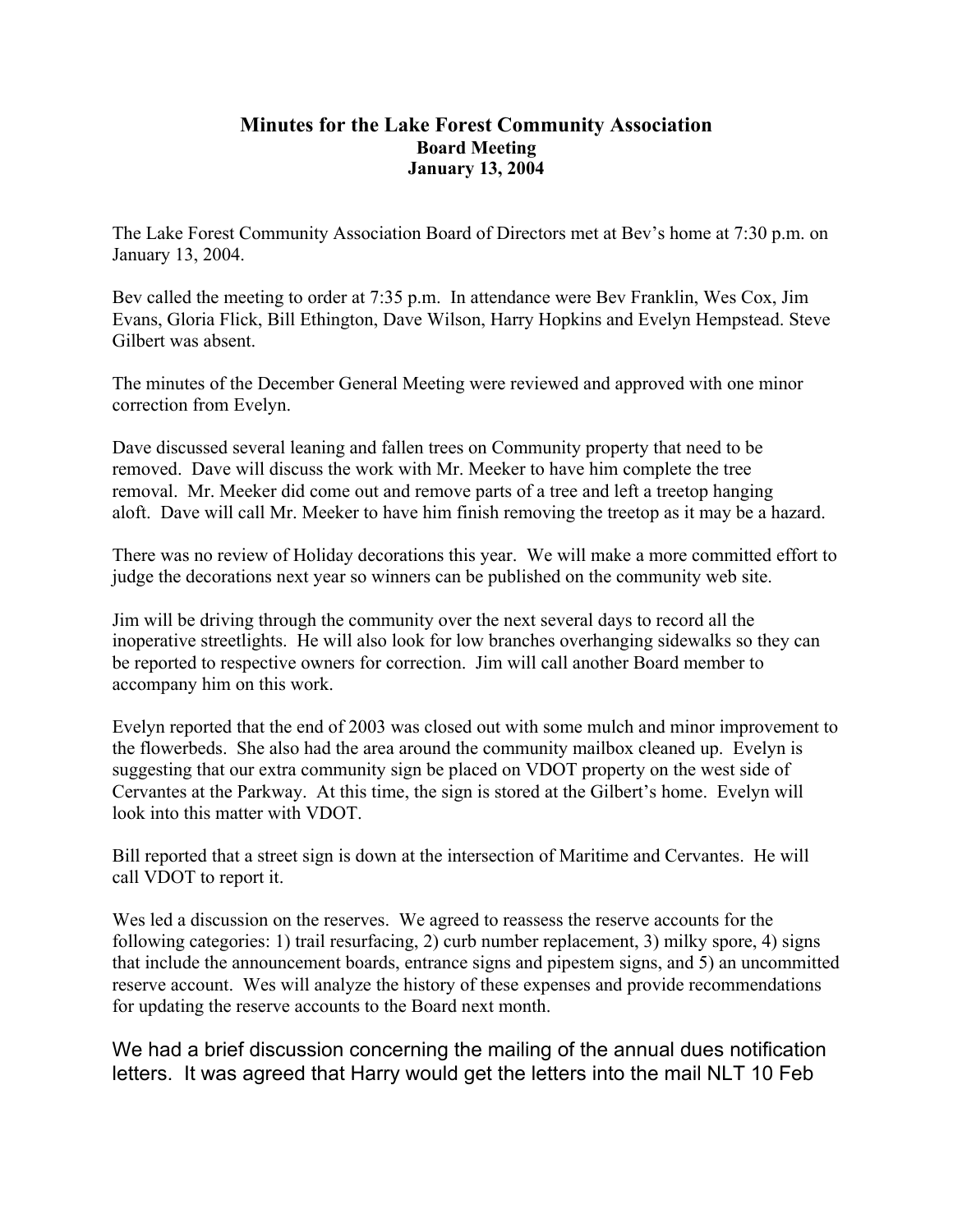# Minutes for the Lake Forest Community Association

## Board Meeting

## January 13, 2004

The Lake Forest Community Association Board of Directors met at Bev's home at 7:30 p.m. on January 13, 2004.

Bev called the meeting to order at 7:35 p.m. In attendance were Bev Franklin, Wes Cox, Jim Evans, Gloria Flick, Bill Ethington, Dave Wilson, Harry Hopkins and Evelyn Hempstead. Steve Gilbert was absent.

The minutes of the December General Meeting were reviewed and approved with one minor correction from Evelyn.

Dave discussed several leaning and fallen trees on Community property that need to be removed. Dave will discuss the work with Mr. Meeker to have him complete the tree removal. Mr. Meeker did come out and remove parts of a tree and left a treetop hanging aloft. Dave will call Mr. Meeker to have him finish removing the treetop as it may be a hazard.

There was no review of Holiday decorations this year. We will make a more committed effort to judge the decorations next year so winners can be published on the community web site.

Jim will be driving through the community over the next several days to record all the inoperative streetlights. He will also look for low branches overhanging sidewalks so they can be reported to respective owners for correction. Jim will call another Board member to accompany him on this work.

Evelyn reported that the end of 2003 was closed out with some mulch and minor improvement to the flowerbeds. She also had the area around the community mailbox cleaned up. Evelyn is suggesting that our extra community sign be placed on VDOT property on the west side of Cervantes at the Parkway. At this time, the sign is stored at the Gilbert's home. Evelyn will look into this matter with VDOT.

Bill reported that a street sign is down at the intersection of Maritime and Cervantes. He will call VDOT to report it.

Wes led a discussion on the reserves. We agreed to reassess the reserve accounts for the following categories: 1) trail resurfacing, 2) curb number replacement, 3) milky spore, 4) signs that include the announcement boards, entrance signs and pipestem signs, and 5) an uncommitted reserve account. Wes will analyze the history of these expenses and provide recommendations for updating the reserve accounts to the Board next month.

We had a brief discussion concerning the mailing of the annual dues notification letters. It was agreed that Harry would get the letters into the mail NLT 10 Feb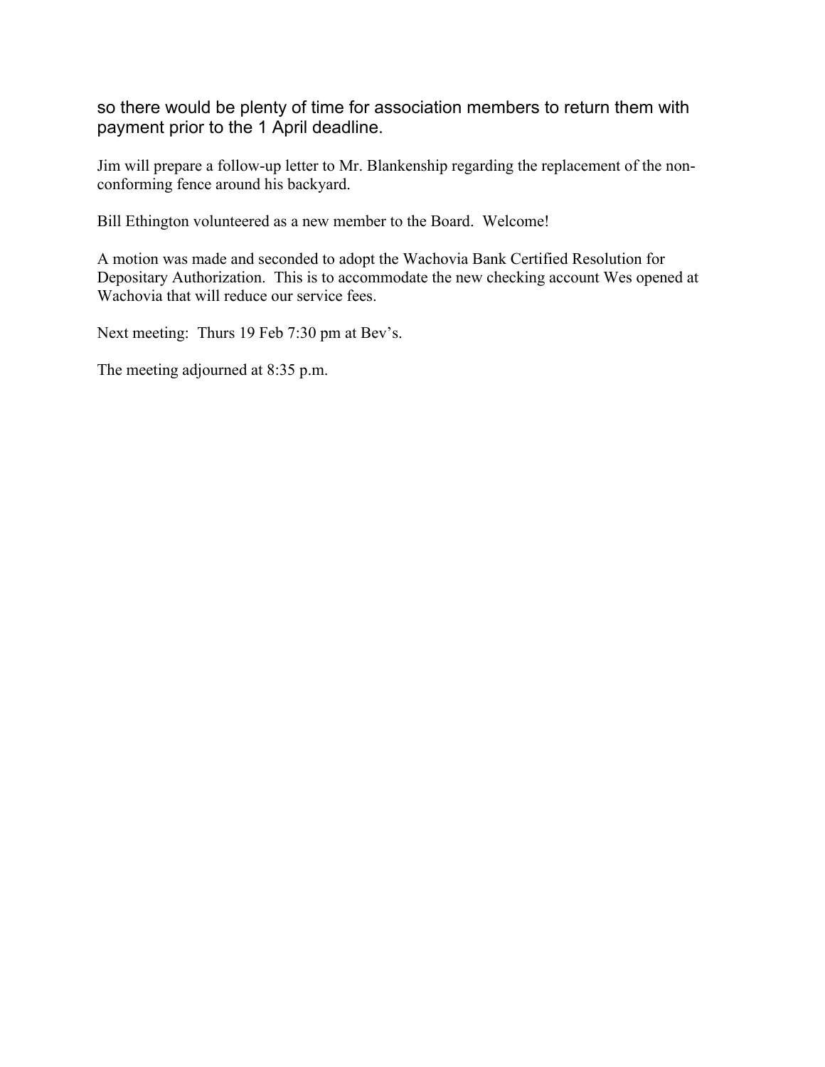so there would be plenty of time for association members to return them with payment prior to the 1 April deadline.

Jim will prepare a follow-up letter to Mr. Blankenship regarding the replacement of the non-conforming fence around his backyard.

Bill Ethington volunteered as a new member to the Board. Welcome!

A motion was made and seconded to adopt the Wachovia Bank Certified Resolution for Depositary Authorization. This is to accommodate the new checking account Wes opened at Wachovia that will reduce our service fees.

Next meeting: Thurs 19 Feb 7:30 pm at Bev's.

The meeting adjourned at 8:35 p.m.